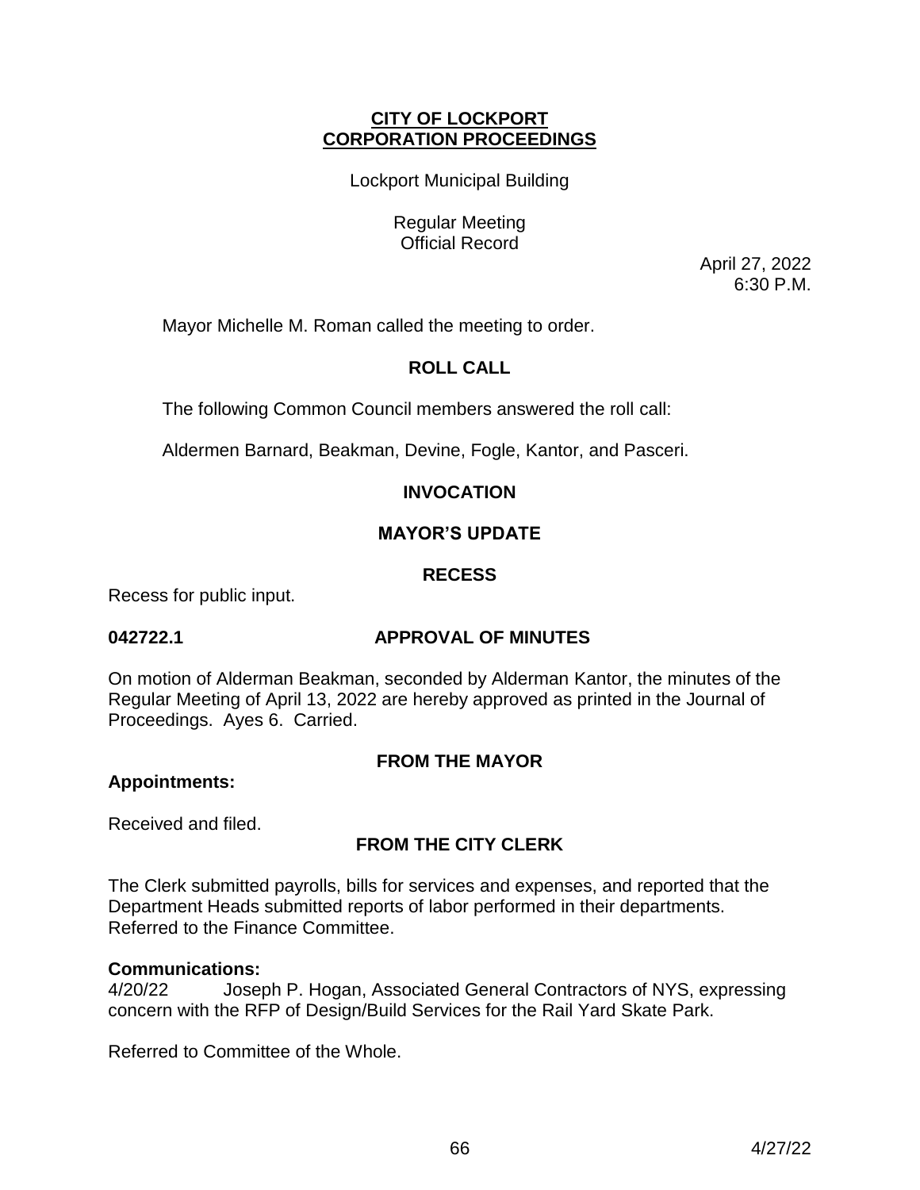**CITY OF LOCKPORT**
**CORPORATION PROCEEDINGS**

Lockport Municipal Building

Regular Meeting
Official Record

April 27, 2022
6:30 P.M.

Mayor Michelle M. Roman called the meeting to order.

## ROLL CALL

The following Common Council members answered the roll call:

Aldermen Barnard, Beakman, Devine, Fogle, Kantor, and Pasceri.

## INVOCATION

## MAYOR'S UPDATE

## RECESS

Recess for public input.

**042722.1 APPROVAL OF MINUTES**

On motion of Alderman Beakman, seconded by Alderman Kantor, the minutes of the Regular Meeting of April 13, 2022 are hereby approved as printed in the Journal of Proceedings. Ayes 6. Carried.

## FROM THE MAYOR

**Appointments:**

Received and filed.

## FROM THE CITY CLERK

The Clerk submitted payrolls, bills for services and expenses, and reported that the Department Heads submitted reports of labor performed in their departments. Referred to the Finance Committee.

**Communications:**

4/20/22 Joseph P. Hogan, Associated General Contractors of NYS, expressing concern with the RFP of Design/Build Services for the Rail Yard Skate Park.

Referred to Committee of the Whole.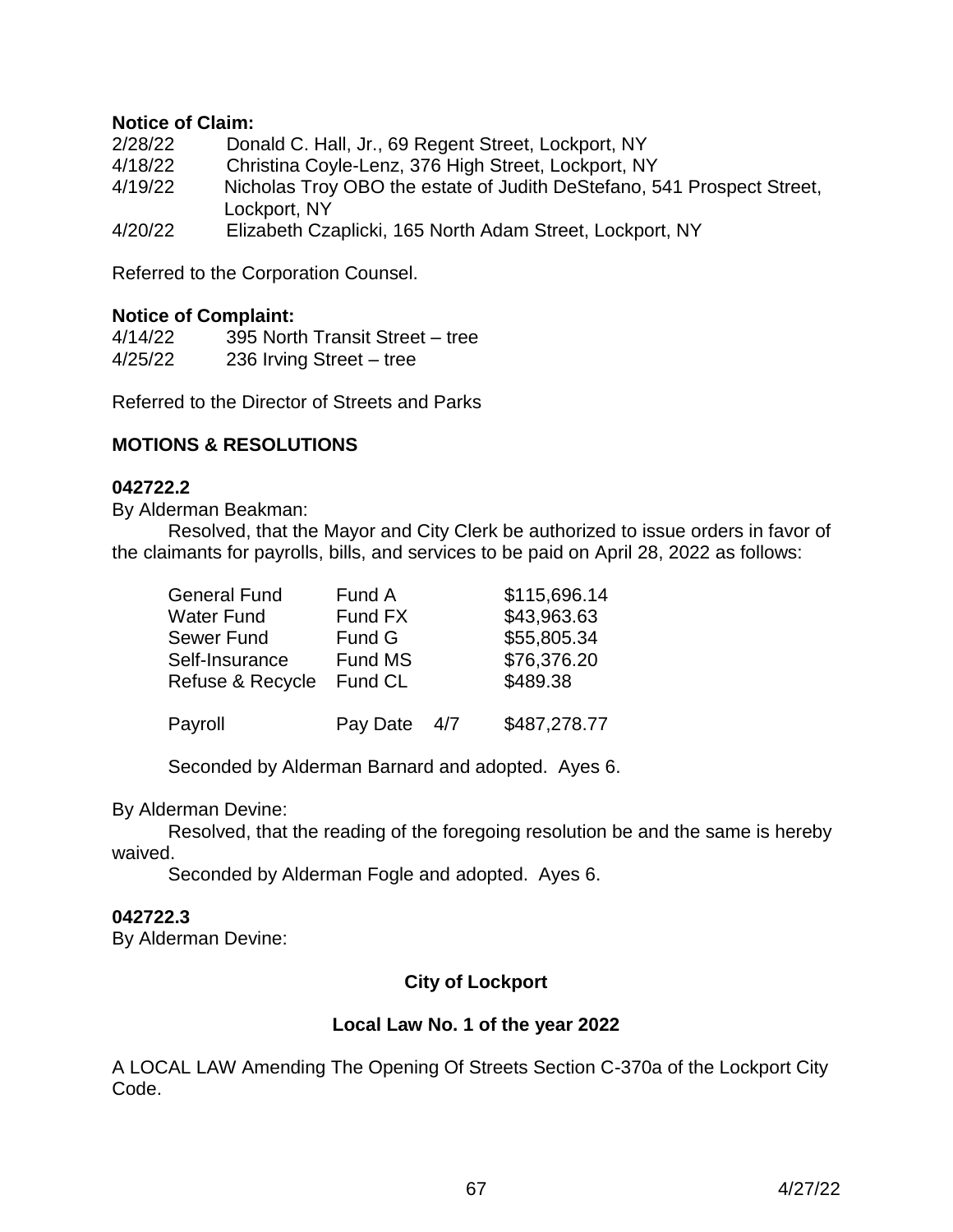**Notice of Claim:**

2/28/22 Donald C. Hall, Jr., 69 Regent Street, Lockport, NY
4/18/22 Christina Coyle-Lenz, 376 High Street, Lockport, NY
4/19/22 Nicholas Troy OBO the estate of Judith DeStefano, 541 Prospect Street, Lockport, NY
4/20/22 Elizabeth Czaplicki, 165 North Adam Street, Lockport, NY

Referred to the Corporation Counsel.

**Notice of Complaint:**

4/14/22 395 North Transit Street – tree
4/25/22 236 Irving Street – tree

Referred to the Director of Streets and Parks

**MOTIONS & RESOLUTIONS**

**042722.2**

By Alderman Beakman:

Resolved, that the Mayor and City Clerk be authorized to issue orders in favor of the claimants for payrolls, bills, and services to be paid on April 28, 2022 as follows:

| | | |
|---|---|---|
| General Fund | Fund A | \$115,696.14 |
| Water Fund | Fund FX | \$43,963.63 |
| Sewer Fund | Fund G | \$55,805.34 |
| Self-Insurance | Fund MS | \$76,376.20 |
| Refuse & Recycle | Fund CL | \$489.38 |
| Payroll | Pay Date 4/7 | \$487,278.77 |

Seconded by Alderman Barnard and adopted. Ayes 6.

By Alderman Devine:

Resolved, that the reading of the foregoing resolution be and the same is hereby waived.

Seconded by Alderman Fogle and adopted. Ayes 6.

**042722.3**

By Alderman Devine:

**City of Lockport**

**Local Law No. 1 of the year 2022**

A LOCAL LAW Amending The Opening Of Streets Section C-370a of the Lockport City Code.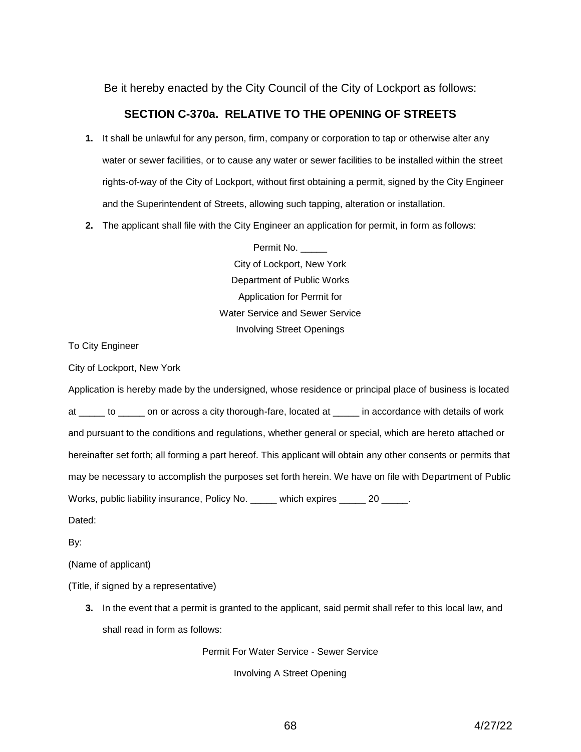Be it hereby enacted by the City Council of the City of Lockport as follows:

## SECTION C-370a. RELATIVE TO THE OPENING OF STREETS

1. It shall be unlawful for any person, firm, company or corporation to tap or otherwise alter any water or sewer facilities, or to cause any water or sewer facilities to be installed within the street rights-of-way of the City of Lockport, without first obtaining a permit, signed by the City Engineer and the Superintendent of Streets, allowing such tapping, alteration or installation.
2. The applicant shall file with the City Engineer an application for permit, in form as follows:

Permit No. _____
City of Lockport, New York
Department of Public Works
Application for Permit for
Water Service and Sewer Service
Involving Street Openings

To City Engineer

City of Lockport, New York

Application is hereby made by the undersigned, whose residence or principal place of business is located at _____ to _____ on or across a city thorough-fare, located at _____ in accordance with details of work and pursuant to the conditions and regulations, whether general or special, which are hereto attached or hereinafter set forth; all forming a part hereof. This applicant will obtain any other consents or permits that may be necessary to accomplish the purposes set forth herein. We have on file with Department of Public Works, public liability insurance, Policy No. _____ which expires _____ 20 _____.

Dated:

By:

(Name of applicant)

(Title, if signed by a representative)

3. In the event that a permit is granted to the applicant, said permit shall refer to this local law, and shall read in form as follows:

Permit For Water Service - Sewer Service

Involving A Street Opening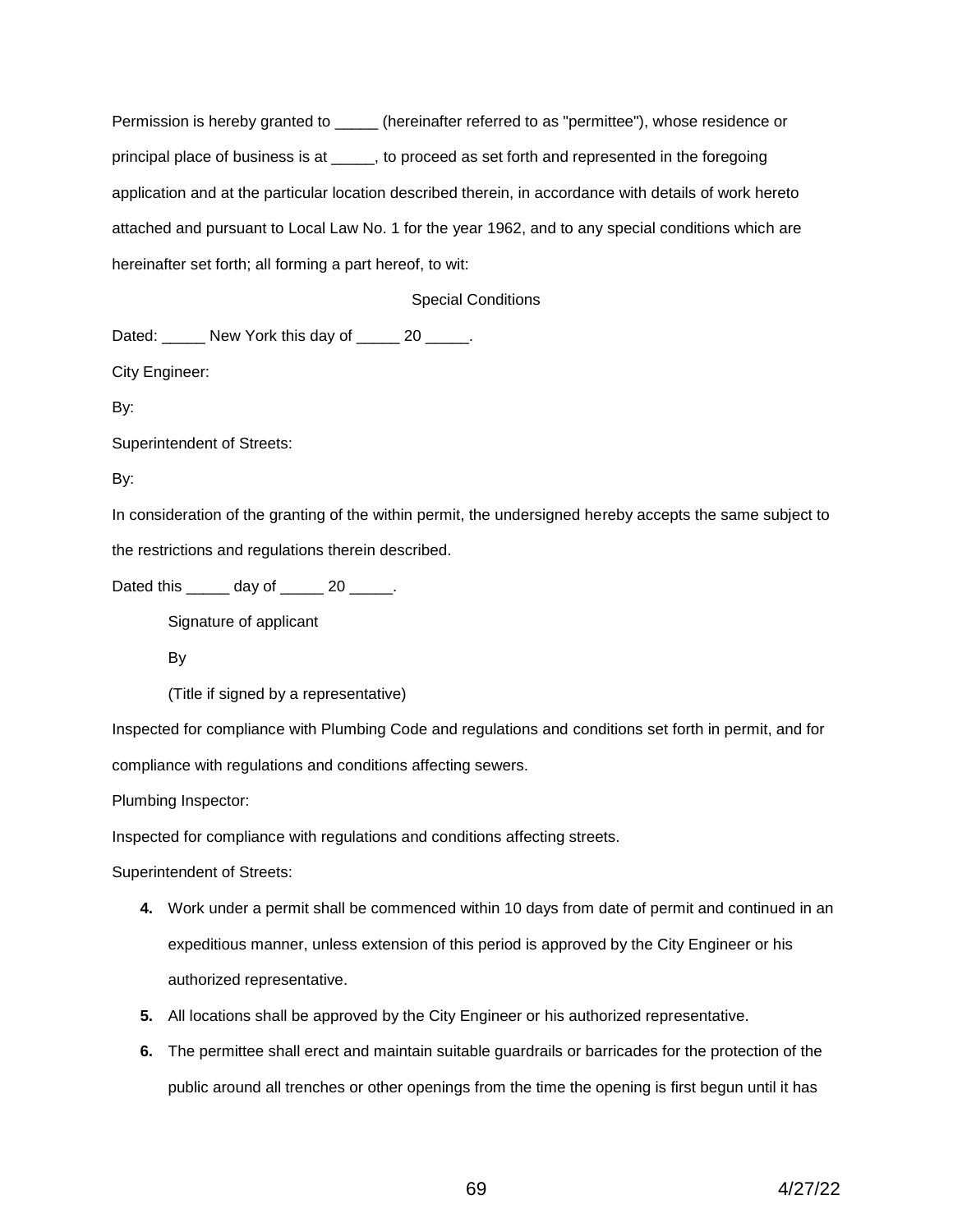Permission is hereby granted to _____ (hereinafter referred to as "permittee"), whose residence or principal place of business is at _____, to proceed as set forth and represented in the foregoing application and at the particular location described therein, in accordance with details of work hereto attached and pursuant to Local Law No. 1 for the year 1962, and to any special conditions which are hereinafter set forth; all forming a part hereof, to wit:

Special Conditions

Dated: _____ New York this day of _____ 20 _____.

City Engineer:

By:

Superintendent of Streets:

By:

In consideration of the granting of the within permit, the undersigned hereby accepts the same subject to the restrictions and regulations therein described.

Dated this _____ day of _____ 20 _____.

Signature of applicant

By

(Title if signed by a representative)

Inspected for compliance with Plumbing Code and regulations and conditions set forth in permit, and for compliance with regulations and conditions affecting sewers.

Plumbing Inspector:

Inspected for compliance with regulations and conditions affecting streets.

Superintendent of Streets:

4. Work under a permit shall be commenced within 10 days from date of permit and continued in an expeditious manner, unless extension of this period is approved by the City Engineer or his authorized representative.
5. All locations shall be approved by the City Engineer or his authorized representative.
6. The permittee shall erect and maintain suitable guardrails or barricades for the protection of the public around all trenches or other openings from the time the opening is first begun until it has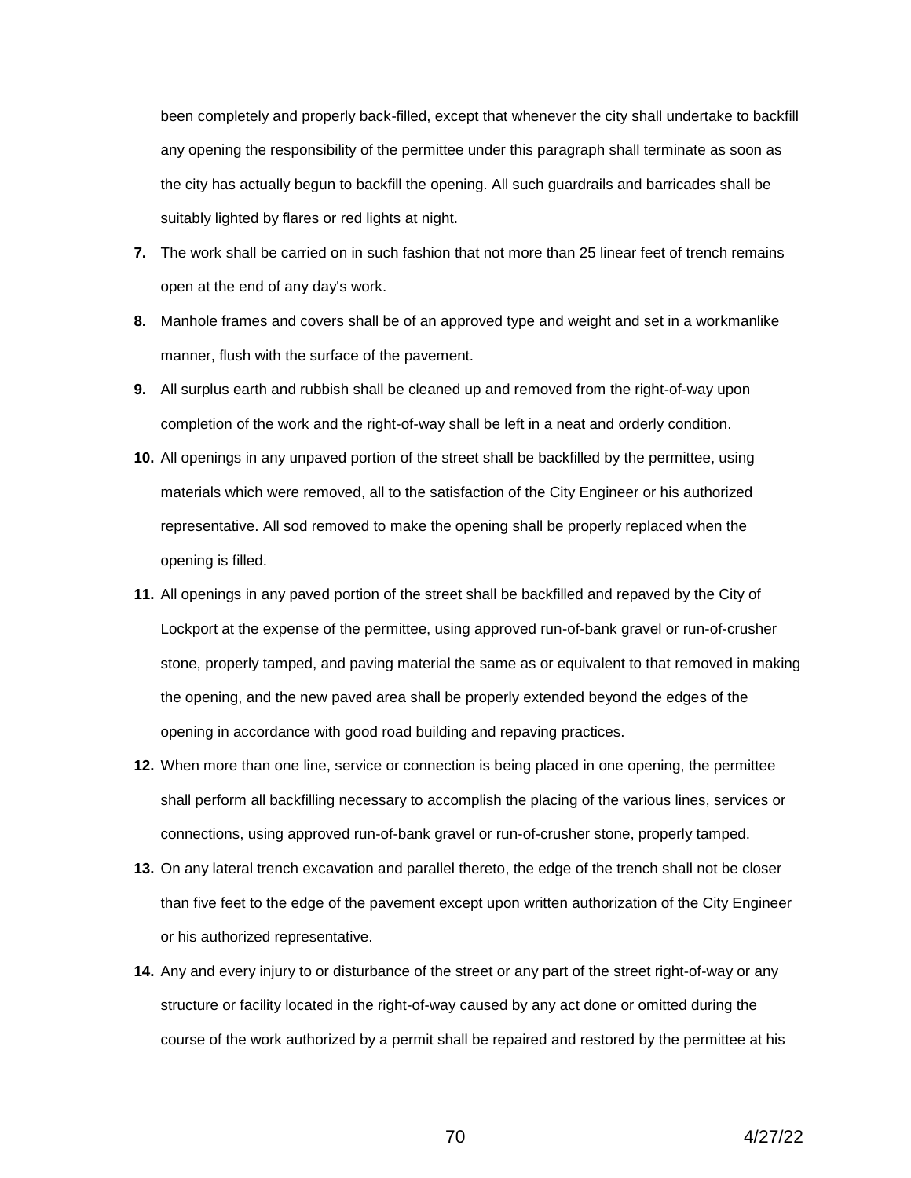been completely and properly back-filled, except that whenever the city shall undertake to backfill any opening the responsibility of the permittee under this paragraph shall terminate as soon as the city has actually begun to backfill the opening. All such guardrails and barricades shall be suitably lighted by flares or red lights at night.

**7.** The work shall be carried on in such fashion that not more than 25 linear feet of trench remains open at the end of any day's work.

**8.** Manhole frames and covers shall be of an approved type and weight and set in a workmanlike manner, flush with the surface of the pavement.

**9.** All surplus earth and rubbish shall be cleaned up and removed from the right-of-way upon completion of the work and the right-of-way shall be left in a neat and orderly condition.

**10.** All openings in any unpaved portion of the street shall be backfilled by the permittee, using materials which were removed, all to the satisfaction of the City Engineer or his authorized representative. All sod removed to make the opening shall be properly replaced when the opening is filled.

**11.** All openings in any paved portion of the street shall be backfilled and repaved by the City of Lockport at the expense of the permittee, using approved run-of-bank gravel or run-of-crusher stone, properly tamped, and paving material the same as or equivalent to that removed in making the opening, and the new paved area shall be properly extended beyond the edges of the opening in accordance with good road building and repaving practices.

**12.** When more than one line, service or connection is being placed in one opening, the permittee shall perform all backfilling necessary to accomplish the placing of the various lines, services or connections, using approved run-of-bank gravel or run-of-crusher stone, properly tamped.

**13.** On any lateral trench excavation and parallel thereto, the edge of the trench shall not be closer than five feet to the edge of the pavement except upon written authorization of the City Engineer or his authorized representative.

**14.** Any and every injury to or disturbance of the street or any part of the street right-of-way or any structure or facility located in the right-of-way caused by any act done or omitted during the course of the work authorized by a permit shall be repaired and restored by the permittee at his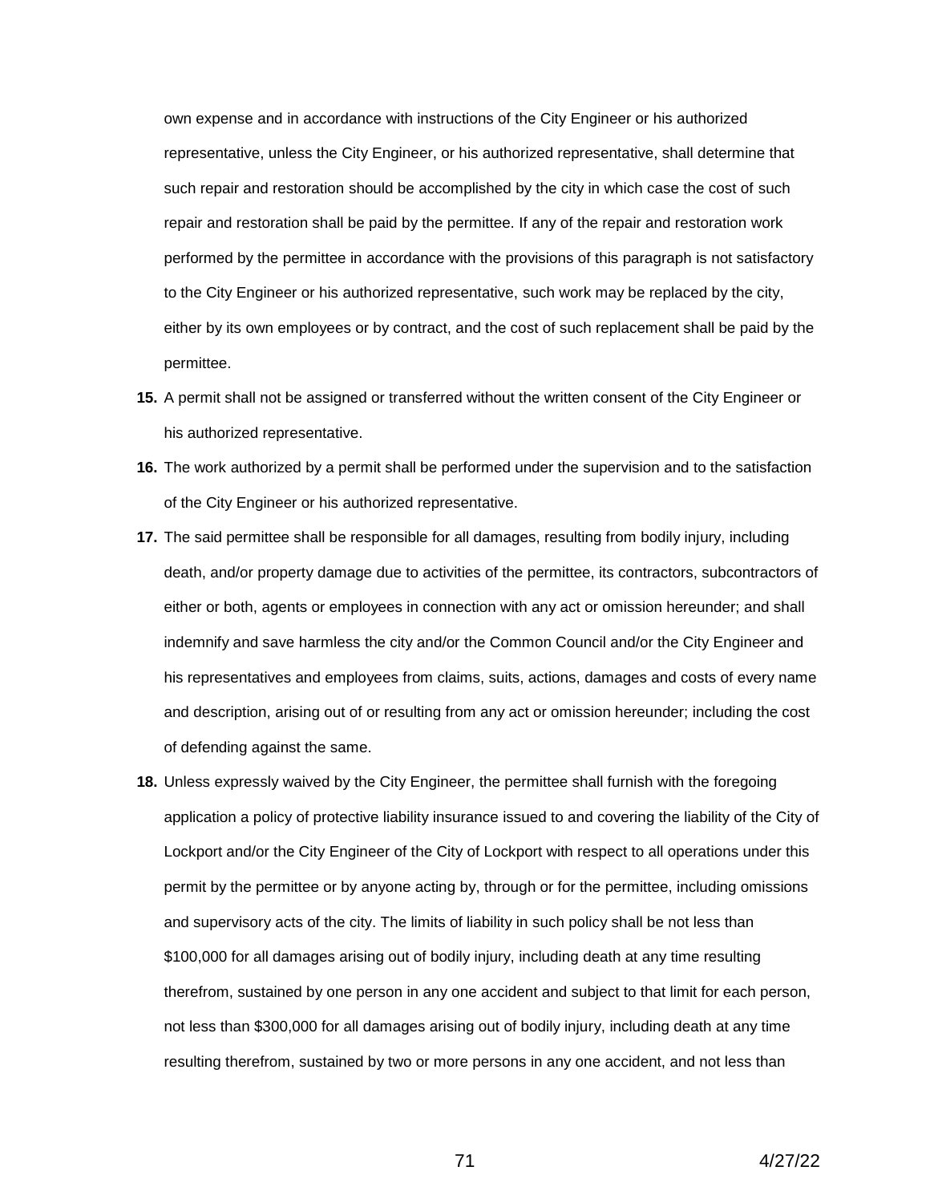own expense and in accordance with instructions of the City Engineer or his authorized representative, unless the City Engineer, or his authorized representative, shall determine that such repair and restoration should be accomplished by the city in which case the cost of such repair and restoration shall be paid by the permittee. If any of the repair and restoration work performed by the permittee in accordance with the provisions of this paragraph is not satisfactory to the City Engineer or his authorized representative, such work may be replaced by the city, either by its own employees or by contract, and the cost of such replacement shall be paid by the permittee.

**15.** A permit shall not be assigned or transferred without the written consent of the City Engineer or his authorized representative.

**16.** The work authorized by a permit shall be performed under the supervision and to the satisfaction of the City Engineer or his authorized representative.

**17.** The said permittee shall be responsible for all damages, resulting from bodily injury, including death, and/or property damage due to activities of the permittee, its contractors, subcontractors of either or both, agents or employees in connection with any act or omission hereunder; and shall indemnify and save harmless the city and/or the Common Council and/or the City Engineer and his representatives and employees from claims, suits, actions, damages and costs of every name and description, arising out of or resulting from any act or omission hereunder; including the cost of defending against the same.

**18.** Unless expressly waived by the City Engineer, the permittee shall furnish with the foregoing application a policy of protective liability insurance issued to and covering the liability of the City of Lockport and/or the City Engineer of the City of Lockport with respect to all operations under this permit by the permittee or by anyone acting by, through or for the permittee, including omissions and supervisory acts of the city. The limits of liability in such policy shall be not less than $100,000 for all damages arising out of bodily injury, including death at any time resulting therefrom, sustained by one person in any one accident and subject to that limit for each person, not less than $300,000 for all damages arising out of bodily injury, including death at any time resulting therefrom, sustained by two or more persons in any one accident, and not less than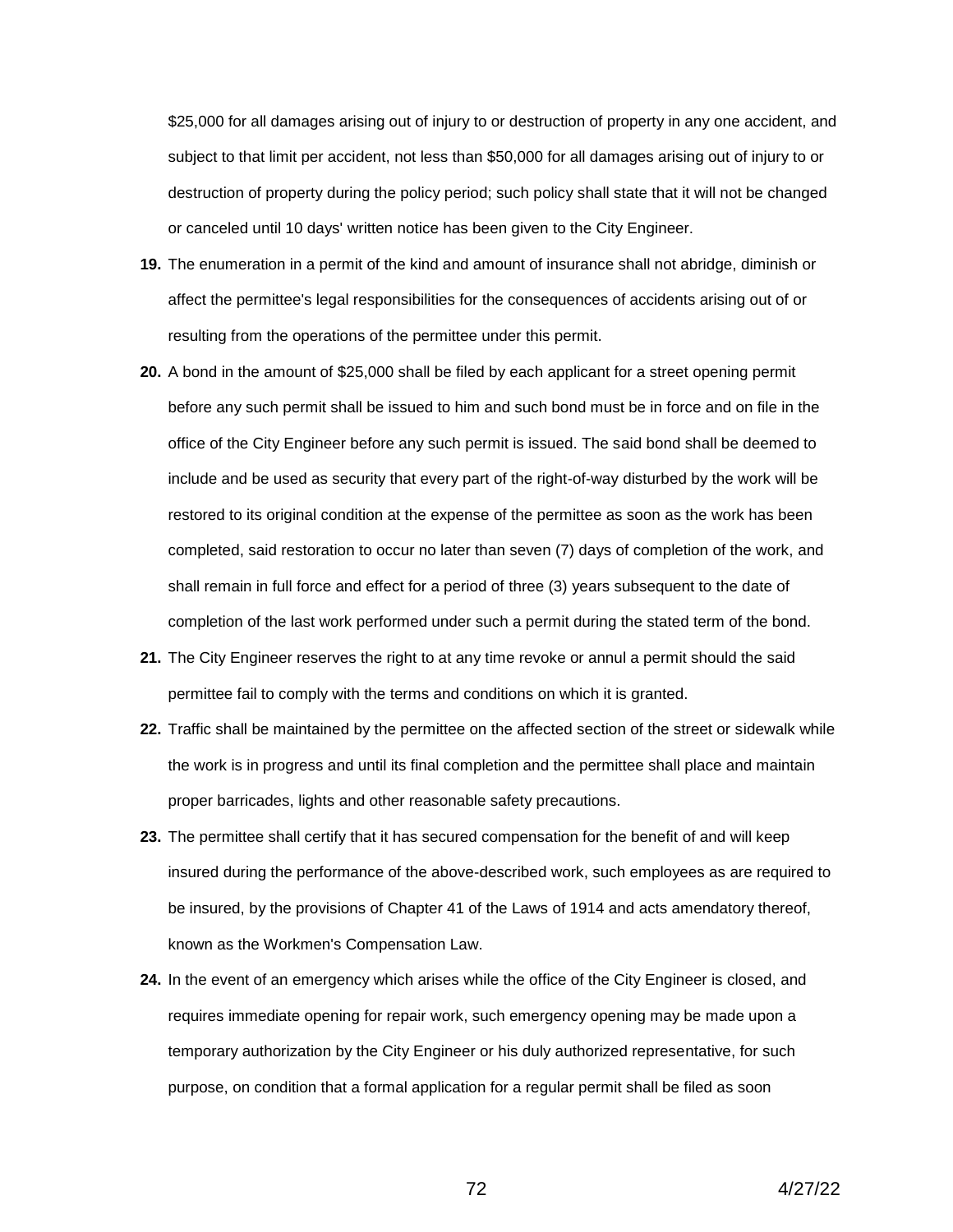$25,000 for all damages arising out of injury to or destruction of property in any one accident, and subject to that limit per accident, not less than $50,000 for all damages arising out of injury to or destruction of property during the policy period; such policy shall state that it will not be changed or canceled until 10 days' written notice has been given to the City Engineer.

**19.** The enumeration in a permit of the kind and amount of insurance shall not abridge, diminish or affect the permittee's legal responsibilities for the consequences of accidents arising out of or resulting from the operations of the permittee under this permit.

**20.** A bond in the amount of $25,000 shall be filed by each applicant for a street opening permit before any such permit shall be issued to him and such bond must be in force and on file in the office of the City Engineer before any such permit is issued. The said bond shall be deemed to include and be used as security that every part of the right-of-way disturbed by the work will be restored to its original condition at the expense of the permittee as soon as the work has been completed, said restoration to occur no later than seven (7) days of completion of the work, and shall remain in full force and effect for a period of three (3) years subsequent to the date of completion of the last work performed under such a permit during the stated term of the bond.

**21.** The City Engineer reserves the right to at any time revoke or annul a permit should the said permittee fail to comply with the terms and conditions on which it is granted.

**22.** Traffic shall be maintained by the permittee on the affected section of the street or sidewalk while the work is in progress and until its final completion and the permittee shall place and maintain proper barricades, lights and other reasonable safety precautions.

**23.** The permittee shall certify that it has secured compensation for the benefit of and will keep insured during the performance of the above-described work, such employees as are required to be insured, by the provisions of Chapter 41 of the Laws of 1914 and acts amendatory thereof, known as the Workmen's Compensation Law.

**24.** In the event of an emergency which arises while the office of the City Engineer is closed, and requires immediate opening for repair work, such emergency opening may be made upon a temporary authorization by the City Engineer or his duly authorized representative, for such purpose, on condition that a formal application for a regular permit shall be filed as soon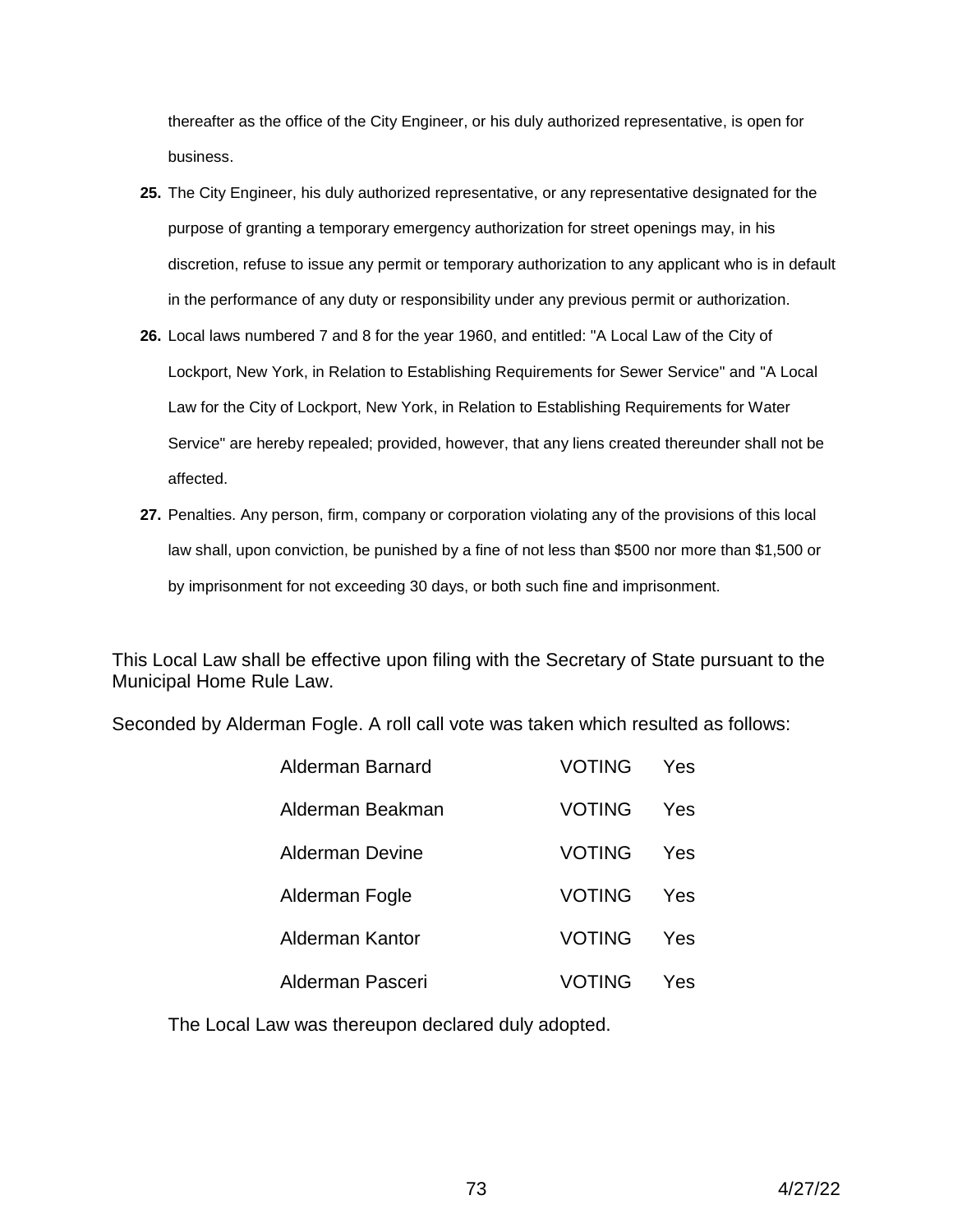thereafter as the office of the City Engineer, or his duly authorized representative, is open for business.

**25.** The City Engineer, his duly authorized representative, or any representative designated for the purpose of granting a temporary emergency authorization for street openings may, in his discretion, refuse to issue any permit or temporary authorization to any applicant who is in default in the performance of any duty or responsibility under any previous permit or authorization.

**26.** Local laws numbered 7 and 8 for the year 1960, and entitled: "A Local Law of the City of Lockport, New York, in Relation to Establishing Requirements for Sewer Service" and "A Local Law for the City of Lockport, New York, in Relation to Establishing Requirements for Water Service" are hereby repealed; provided, however, that any liens created thereunder shall not be affected.

**27.** Penalties. Any person, firm, company or corporation violating any of the provisions of this local law shall, upon conviction, be punished by a fine of not less than $500 nor more than $1,500 or by imprisonment for not exceeding 30 days, or both such fine and imprisonment.

This Local Law shall be effective upon filing with the Secretary of State pursuant to the Municipal Home Rule Law.

Seconded by Alderman Fogle. A roll call vote was taken which resulted as follows:

| | | |
|---|---|---|
| Alderman Barnard | VOTING | Yes |
| Alderman Beakman | VOTING | Yes |
| Alderman Devine | VOTING | Yes |
| Alderman Fogle | VOTING | Yes |
| Alderman Kantor | VOTING | Yes |
| Alderman Pasceri | VOTING | Yes |

The Local Law was thereupon declared duly adopted.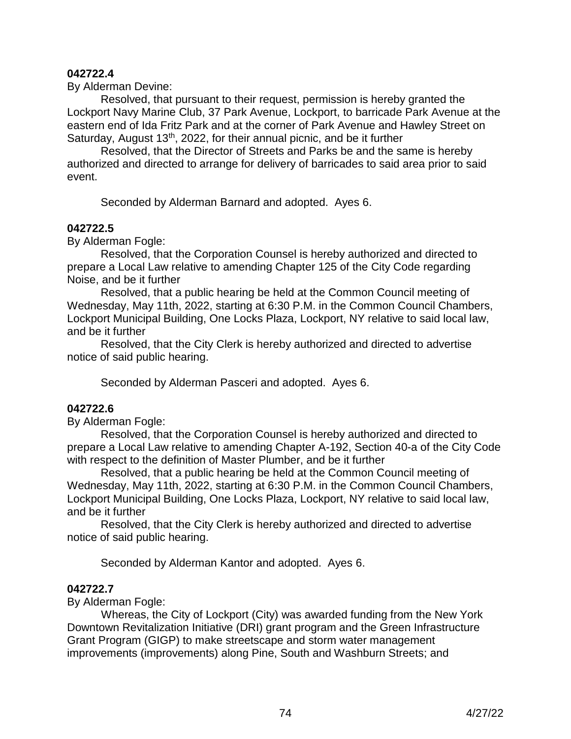**042722.4**

By Alderman Devine:

Resolved, that pursuant to their request, permission is hereby granted the Lockport Navy Marine Club, 37 Park Avenue, Lockport, to barricade Park Avenue at the eastern end of Ida Fritz Park and at the corner of Park Avenue and Hawley Street on Saturday, August 13th, 2022, for their annual picnic, and be it further

Resolved, that the Director of Streets and Parks be and the same is hereby authorized and directed to arrange for delivery of barricades to said area prior to said event.

Seconded by Alderman Barnard and adopted. Ayes 6.

**042722.5**

By Alderman Fogle:

Resolved, that the Corporation Counsel is hereby authorized and directed to prepare a Local Law relative to amending Chapter 125 of the City Code regarding Noise, and be it further

Resolved, that a public hearing be held at the Common Council meeting of Wednesday, May 11th, 2022, starting at 6:30 P.M. in the Common Council Chambers, Lockport Municipal Building, One Locks Plaza, Lockport, NY relative to said local law, and be it further

Resolved, that the City Clerk is hereby authorized and directed to advertise notice of said public hearing.

Seconded by Alderman Pasceri and adopted. Ayes 6.

**042722.6**

By Alderman Fogle:

Resolved, that the Corporation Counsel is hereby authorized and directed to prepare a Local Law relative to amending Chapter A-192, Section 40-a of the City Code with respect to the definition of Master Plumber, and be it further

Resolved, that a public hearing be held at the Common Council meeting of Wednesday, May 11th, 2022, starting at 6:30 P.M. in the Common Council Chambers, Lockport Municipal Building, One Locks Plaza, Lockport, NY relative to said local law, and be it further

Resolved, that the City Clerk is hereby authorized and directed to advertise notice of said public hearing.

Seconded by Alderman Kantor and adopted. Ayes 6.

**042722.7**

By Alderman Fogle:

Whereas, the City of Lockport (City) was awarded funding from the New York Downtown Revitalization Initiative (DRI) grant program and the Green Infrastructure Grant Program (GIGP) to make streetscape and storm water management improvements (improvements) along Pine, South and Washburn Streets; and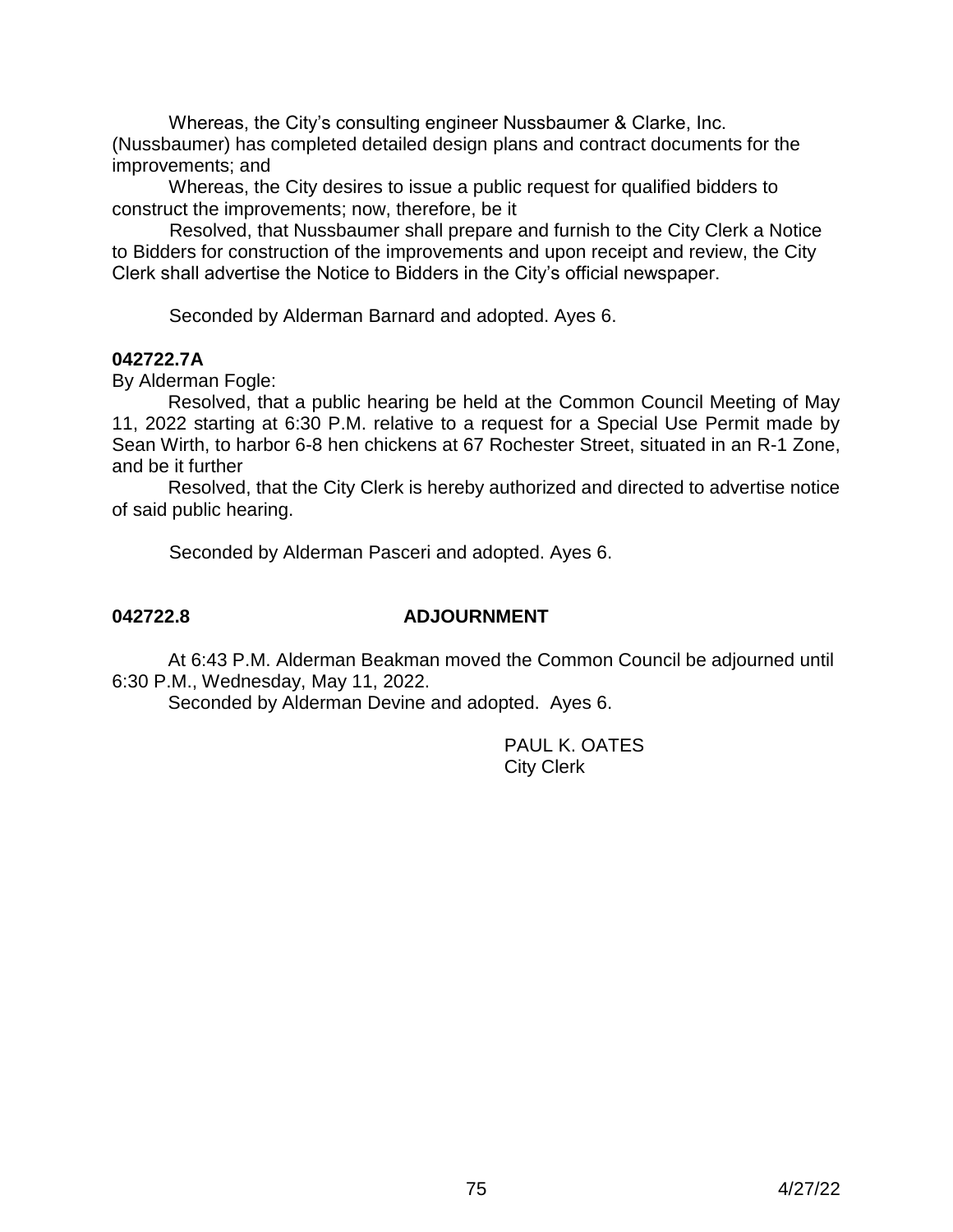Whereas, the City's consulting engineer Nussbaumer & Clarke, Inc. (Nussbaumer) has completed detailed design plans and contract documents for the improvements; and

Whereas, the City desires to issue a public request for qualified bidders to construct the improvements; now, therefore, be it

Resolved, that Nussbaumer shall prepare and furnish to the City Clerk a Notice to Bidders for construction of the improvements and upon receipt and review, the City Clerk shall advertise the Notice to Bidders in the City's official newspaper.

Seconded by Alderman Barnard and adopted. Ayes 6.

**042722.7A**

By Alderman Fogle:

Resolved, that a public hearing be held at the Common Council Meeting of May 11, 2022 starting at 6:30 P.M. relative to a request for a Special Use Permit made by Sean Wirth, to harbor 6-8 hen chickens at 67 Rochester Street, situated in an R-1 Zone, and be it further

Resolved, that the City Clerk is hereby authorized and directed to advertise notice of said public hearing.

Seconded by Alderman Pasceri and adopted. Ayes 6.

**042722.8 ADJOURNMENT**

At 6:43 P.M. Alderman Beakman moved the Common Council be adjourned until 6:30 P.M., Wednesday, May 11, 2022.

Seconded by Alderman Devine and adopted. Ayes 6.

PAUL K. OATES
City Clerk